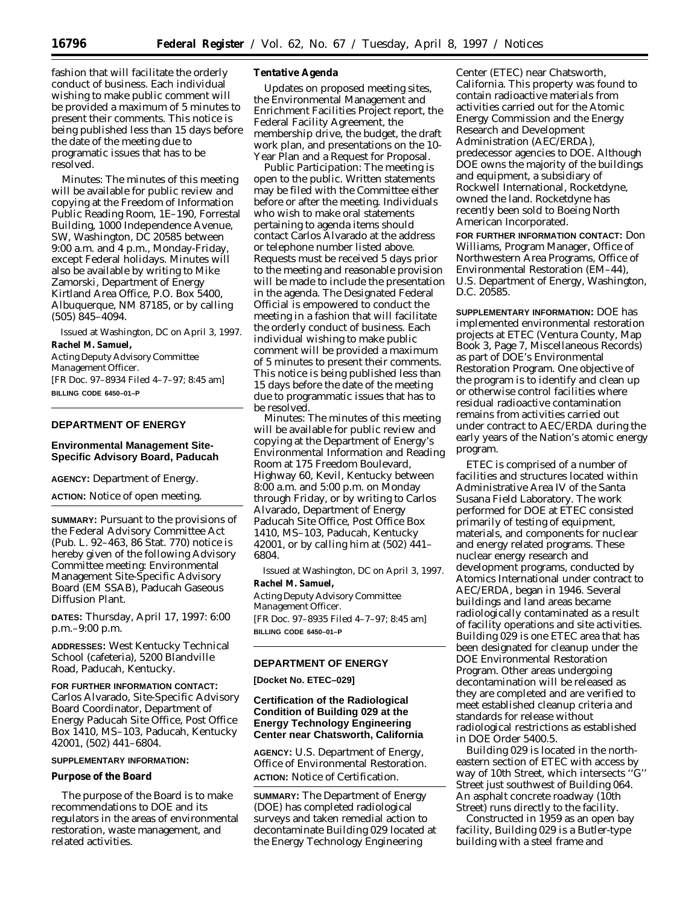fashion that will facilitate the orderly conduct of business. Each individual wishing to make public comment will be provided a maximum of 5 minutes to present their comments. This notice is being published less than 15 days before the date of the meeting due to programatic issues that has to be resolved.

*Minutes:* The minutes of this meeting will be available for public review and copying at the Freedom of Information Public Reading Room, 1E–190, Forrestal Building, 1000 Independence Avenue, SW, Washington, DC 20585 between 9:00 a.m. and 4 p.m., Monday-Friday, except Federal holidays. Minutes will also be available by writing to Mike Zamorski, Department of Energy Kirtland Area Office, P.O. Box 5400, Albuquerque, NM 87185, or by calling (505) 845–4094.

Issued at Washington, DC on April 3, 1997.

**Rachel M. Samuel,**

*Acting Deputy Advisory Committee Management Officer.*

[FR Doc. 97–8934 Filed 4–7–97; 8:45 am]

**BILLING CODE 6450–01–P**

## DEPARTMENT OF ENERGY

### Environmental Management Site-Specific Advisory Board, Paducah

**AGENCY:** Department of Energy.

**ACTION:** Notice of open meeting.

**SUMMARY:** Pursuant to the provisions of the Federal Advisory Committee Act (Pub. L. 92–463, 86 Stat. 770) notice is hereby given of the following Advisory Committee meeting: Environmental Management Site-Specific Advisory Board (EM SSAB), Paducah Gaseous Diffusion Plant.

**DATES:** Thursday, April 17, 1997: 6:00 p.m.–9:00 p.m.

**ADDRESSES:** West Kentucky Technical School (cafeteria), 5200 Blandville Road, Paducah, Kentucky.

**FOR FURTHER INFORMATION CONTACT:** Carlos Alvarado, Site-Specific Advisory Board Coordinator, Department of Energy Paducah Site Office, Post Office Box 1410, MS–103, Paducah, Kentucky 42001, (502) 441–6804.

**SUPPLEMENTARY INFORMATION:**

**Purpose of the Board**

The purpose of the Board is to make recommendations to DOE and its regulators in the areas of environmental restoration, waste management, and related activities.

**Tentative Agenda**

Updates on proposed meeting sites, the Environmental Management and Enrichment Facilities Project report, the Federal Facility Agreement, the membership drive, the budget, the draft work plan, and presentations on the 10-Year Plan and a Request for Proposal.

*Public Participation:* The meeting is open to the public. Written statements may be filed with the Committee either before or after the meeting. Individuals who wish to make oral statements pertaining to agenda items should contact Carlos Alvarado at the address or telephone number listed above. Requests must be received 5 days prior to the meeting and reasonable provision will be made to include the presentation in the agenda. The Designated Federal Official is empowered to conduct the meeting in a fashion that will facilitate the orderly conduct of business. Each individual wishing to make public comment will be provided a maximum of 5 minutes to present their comments. This notice is being published less than 15 days before the date of the meeting due to programmatic issues that has to be resolved.

*Minutes:* The minutes of this meeting will be available for public review and copying at the Department of Energy's Environmental Information and Reading Room at 175 Freedom Boulevard, Highway 60, Kevil, Kentucky between 8:00 a.m. and 5:00 p.m. on Monday through Friday, or by writing to Carlos Alvarado, Department of Energy Paducah Site Office, Post Office Box 1410, MS–103, Paducah, Kentucky 42001, or by calling him at (502) 441–6804.

Issued at Washington, DC on April 3, 1997.

**Rachel M. Samuel,**

*Acting Deputy Advisory Committee Management Officer.*

[FR Doc. 97–8935 Filed 4–7–97; 8:45 am]

**BILLING CODE 6450–01–P**

## DEPARTMENT OF ENERGY

**[Docket No. ETEC–029]**

### Certification of the Radiological Condition of Building 029 at the Energy Technology Engineering Center near Chatsworth, California

**AGENCY:** U.S. Department of Energy, Office of Environmental Restoration.

**ACTION:** Notice of Certification.

**SUMMARY:** The Department of Energy (DOE) has completed radiological surveys and taken remedial action to decontaminate Building 029 located at the Energy Technology Engineering Center (ETEC) near Chatsworth, California. This property was found to contain radioactive materials from activities carried out for the Atomic Energy Commission and the Energy Research and Development Administration (AEC/ERDA), predecessor agencies to DOE. Although DOE owns the majority of the buildings and equipment, a subsidiary of Rockwell International, Rocketdyne, owned the land. Rocketdyne has recently been sold to Boeing North American Incorporated.

**FOR FURTHER INFORMATION CONTACT:** Don Williams, Program Manager, Office of Northwestern Area Programs, Office of Environmental Restoration (EM–44), U.S. Department of Energy, Washington, D.C. 20585.

**SUPPLEMENTARY INFORMATION:** DOE has implemented environmental restoration projects at ETEC (Ventura County, Map Book 3, Page 7, Miscellaneous Records) as part of DOE's Environmental Restoration Program. One objective of the program is to identify and clean up or otherwise control facilities where residual radioactive contamination remains from activities carried out under contract to AEC/ERDA during the early years of the Nation's atomic energy program.

ETEC is comprised of a number of facilities and structures located within Administrative Area IV of the Santa Susana Field Laboratory. The work performed for DOE at ETEC consisted primarily of testing of equipment, materials, and components for nuclear and energy related programs. These nuclear energy research and development programs, conducted by Atomics International under contract to AEC/ERDA, began in 1946. Several buildings and land areas became radiologically contaminated as a result of facility operations and site activities. Building 029 is one ETEC area that has been designated for cleanup under the DOE Environmental Restoration Program. Other areas undergoing decontamination will be released as they are completed and are verified to meet established cleanup criteria and standards for release without radiological restrictions as established in DOE Order 5400.5.

Building 029 is located in the northeastern section of ETEC with access by way of 10th Street, which intersects "G" Street just southwest of Building 064. An asphalt concrete roadway (10th Street) runs directly to the facility.

Constructed in 1959 as an open bay facility, Building 029 is a Butler-type building with a steel frame and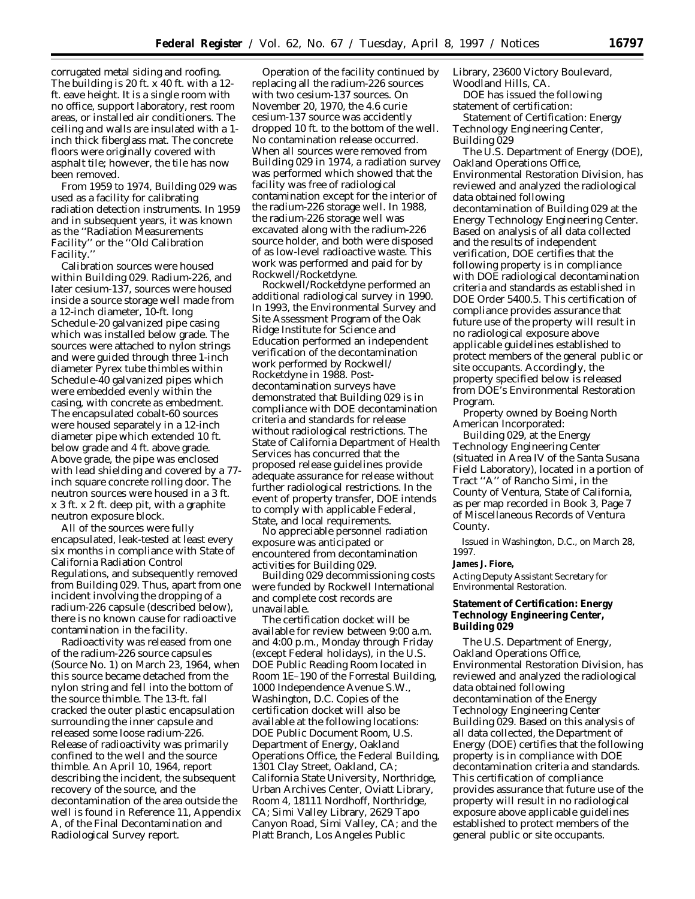corrugated metal siding and roofing. The building is 20 ft. x 40 ft. with a 12-ft. eave height. It is a single room with no office, support laboratory, rest room areas, or installed air conditioners. The ceiling and walls are insulated with a 1-inch thick fiberglass mat. The concrete floors were originally covered with asphalt tile; however, the tile has now been removed.

From 1959 to 1974, Building 029 was used as a facility for calibrating radiation detection instruments. In 1959 and in subsequent years, it was known as the ''Radiation Measurements Facility'' or the ''Old Calibration Facility.''

Calibration sources were housed within Building 029. Radium-226, and later cesium-137, sources were housed inside a source storage well made from a 12-inch diameter, 10-ft. long Schedule-20 galvanized pipe casing which was installed below grade. The sources were attached to nylon strings and were guided through three 1-inch diameter Pyrex tube thimbles within Schedule-40 galvanized pipes which were embedded evenly within the casing, with concrete as embedment. The encapsulated cobalt-60 sources were housed separately in a 12-inch diameter pipe which extended 10 ft. below grade and 4 ft. above grade. Above grade, the pipe was enclosed with lead shielding and covered by a 77-inch square concrete rolling door. The neutron sources were housed in a 3 ft. x 3 ft. x 2 ft. deep pit, with a graphite neutron exposure block.

All of the sources were fully encapsulated, leak-tested at least every six months in compliance with State of California Radiation Control Regulations, and subsequently removed from Building 029. Thus, apart from one incident involving the dropping of a radium-226 capsule (described below), there is no known cause for radioactive contamination in the facility.

Radioactivity was released from one of the radium-226 source capsules (Source No. 1) on March 23, 1964, when this source became detached from the nylon string and fell into the bottom of the source thimble. The 13-ft. fall cracked the outer plastic encapsulation surrounding the inner capsule and released some loose radium-226. Release of radioactivity was primarily confined to the well and the source thimble. An April 10, 1964, report describing the incident, the subsequent recovery of the source, and the decontamination of the area outside the well is found in Reference 11, Appendix A, of the Final Decontamination and Radiological Survey report.

Operation of the facility continued by replacing all the radium-226 sources with two cesium-137 sources. On November 20, 1970, the 4.6 curie cesium-137 source was accidently dropped 10 ft. to the bottom of the well. No contamination release occurred. When all sources were removed from Building 029 in 1974, a radiation survey was performed which showed that the facility was free of radiological contamination except for the interior of the radium-226 storage well. In 1988, the radium-226 storage well was excavated along with the radium-226 source holder, and both were disposed of as low-level radioactive waste. This work was performed and paid for by Rockwell/Rocketdyne.

Rockwell/Rocketdyne performed an additional radiological survey in 1990. In 1993, the Environmental Survey and Site Assessment Program of the Oak Ridge Institute for Science and Education performed an independent verification of the decontamination work performed by Rockwell/Rocketdyne in 1988. Post-decontamination surveys have demonstrated that Building 029 is in compliance with DOE decontamination criteria and standards for release without radiological restrictions. The State of California Department of Health Services has concurred that the proposed release guidelines provide adequate assurance for release without further radiological restrictions. In the event of property transfer, DOE intends to comply with applicable Federal, State, and local requirements.

No appreciable personnel radiation exposure was anticipated or encountered from decontamination activities for Building 029.

Building 029 decommissioning costs were funded by Rockwell International and complete cost records are unavailable.

The certification docket will be available for review between 9:00 a.m. and 4:00 p.m., Monday through Friday (except Federal holidays), in the U.S. DOE Public Reading Room located in Room 1E–190 of the Forrestal Building, 1000 Independence Avenue S.W., Washington, D.C. Copies of the certification docket will also be available at the following locations: DOE Public Document Room, U.S. Department of Energy, Oakland Operations Office, the Federal Building, 1301 Clay Street, Oakland, CA; California State University, Northridge, Urban Archives Center, Oviatt Library, Room 4, 18111 Nordhoff, Northridge, CA; Simi Valley Library, 2629 Tapo Canyon Road, Simi Valley, CA; and the Platt Branch, Los Angeles Public Library, 23600 Victory Boulevard, Woodland Hills, CA.

DOE has issued the following statement of certification:

*Statement of Certification: Energy Technology Engineering Center, Building 029*

The U.S. Department of Energy (DOE), Oakland Operations Office, Environmental Restoration Division, has reviewed and analyzed the radiological data obtained following decontamination of Building 029 at the Energy Technology Engineering Center. Based on analysis of all data collected and the results of independent verification, DOE certifies that the following property is in compliance with DOE radiological decontamination criteria and standards as established in DOE Order 5400.5. This certification of compliance provides assurance that future use of the property will result in no radiological exposure above applicable guidelines established to protect members of the general public or site occupants. Accordingly, the property specified below is released from DOE's Environmental Restoration Program.

*Property owned by Boeing North American Incorporated:*

Building 029, at the Energy Technology Engineering Center (situated in Area IV of the Santa Susana Field Laboratory), located in a portion of Tract ''A'' of Rancho Simi, in the County of Ventura, State of California, as per map recorded in Book 3, Page 7 of Miscellaneous Records of Ventura County.

Issued in Washington, D.C., on March 28, 1997.

**James J. Fiore,**

*Acting Deputy Assistant Secretary for Environmental Restoration.*

**Statement of Certification: Energy Technology Engineering Center, Building 029**

The U.S. Department of Energy, Oakland Operations Office, Environmental Restoration Division, has reviewed and analyzed the radiological data obtained following decontamination of the Energy Technology Engineering Center Building 029. Based on this analysis of all data collected, the Department of Energy (DOE) certifies that the following property is in compliance with DOE decontamination criteria and standards. This certification of compliance provides assurance that future use of the property will result in no radiological exposure above applicable guidelines established to protect members of the general public or site occupants.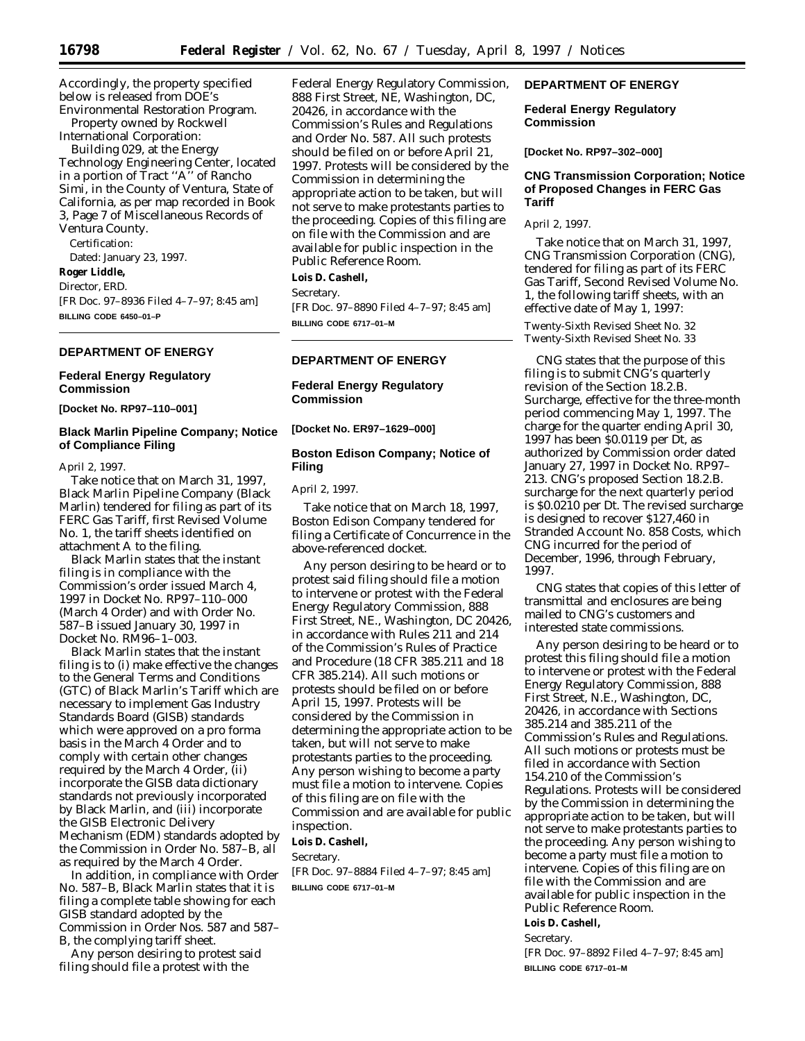Accordingly, the property specified below is released from DOE's Environmental Restoration Program.

Property owned by Rockwell International Corporation:

Building 029, at the Energy Technology Engineering Center, located in a portion of Tract ''A'' of Rancho Simi, in the County of Ventura, State of California, as per map recorded in Book 3, Page 7 of Miscellaneous Records of Ventura County.

Certification:

Dated: January 23, 1997.

**Roger Liddle,**

*Director, ERD.*

[FR Doc. 97–8936 Filed 4–7–97; 8:45 am]

**BILLING CODE 6450–01–P**

## DEPARTMENT OF ENERGY

### Federal Energy Regulatory Commission

**[Docket No. RP97–110–001]**

### Black Marlin Pipeline Company; Notice of Compliance Filing

April 2, 1997.

Take notice that on March 31, 1997, Black Marlin Pipeline Company (Black Marlin) tendered for filing as part of its FERC Gas Tariff, first Revised Volume No. 1, the tariff sheets identified on attachment A to the filing.

Black Marlin states that the instant filing is in compliance with the Commission's order issued March 4, 1997 in Docket No. RP97–110–000 (March 4 Order) and with Order No. 587–B issued January 30, 1997 in Docket No. RM96–1–003.

Black Marlin states that the instant filing is to (i) make effective the changes to the General Terms and Conditions (GTC) of Black Marlin's Tariff which are necessary to implement Gas Industry Standards Board (GISB) standards which were approved on a pro forma basis in the March 4 Order and to comply with certain other changes required by the March 4 Order, (ii) incorporate the GISB data dictionary standards not previously incorporated by Black Marlin, and (iii) incorporate the GISB Electronic Delivery Mechanism (EDM) standards adopted by the Commission in Order No. 587–B, all as required by the March 4 Order.

In addition, in compliance with Order No. 587–B, Black Marlin states that it is filing a complete table showing for each GISB standard adopted by the Commission in Order Nos. 587 and 587–B, the complying tariff sheet.

Any person desiring to protest said filing should file a protest with the Federal Energy Regulatory Commission, 888 First Street, NE, Washington, DC, 20426, in accordance with the Commission's Rules and Regulations and Order No. 587. All such protests should be filed on or before April 21, 1997. Protests will be considered by the Commission in determining the appropriate action to be taken, but will not serve to make protestants parties to the proceeding. Copies of this filing are on file with the Commission and are available for public inspection in the Public Reference Room.

**Lois D. Cashell,**

*Secretary.*

[FR Doc. 97–8890 Filed 4–7–97; 8:45 am]

**BILLING CODE 6717–01–M**

## DEPARTMENT OF ENERGY

### Federal Energy Regulatory Commission

**[Docket No. ER97–1629–000]**

### Boston Edison Company; Notice of Filing

April 2, 1997.

Take notice that on March 18, 1997, Boston Edison Company tendered for filing a Certificate of Concurrence in the above-referenced docket.

Any person desiring to be heard or to protest said filing should file a motion to intervene or protest with the Federal Energy Regulatory Commission, 888 First Street, NE., Washington, DC 20426, in accordance with Rules 211 and 214 of the Commission's Rules of Practice and Procedure (18 CFR 385.211 and 18 CFR 385.214). All such motions or protests should be filed on or before April 15, 1997. Protests will be considered by the Commission in determining the appropriate action to be taken, but will not serve to make protestants parties to the proceeding. Any person wishing to become a party must file a motion to intervene. Copies of this filing are on file with the Commission and are available for public inspection.

**Lois D. Cashell,**

*Secretary.*

[FR Doc. 97–8884 Filed 4–7–97; 8:45 am]

**BILLING CODE 6717–01–M**

## DEPARTMENT OF ENERGY

### Federal Energy Regulatory Commission

**[Docket No. RP97–302–000]**

### CNG Transmission Corporation; Notice of Proposed Changes in FERC Gas Tariff

April 2, 1997.

Take notice that on March 31, 1997, CNG Transmission Corporation (CNG), tendered for filing as part of its FERC Gas Tariff, Second Revised Volume No. 1, the following tariff sheets, with an effective date of May 1, 1997:

Twenty-Sixth Revised Sheet No. 32
Twenty-Sixth Revised Sheet No. 33

CNG states that the purpose of this filing is to submit CNG's quarterly revision of the Section 18.2.B. Surcharge, effective for the three-month period commencing May 1, 1997. The charge for the quarter ending April 30, 1997 has been $0.0119 per Dt, as authorized by Commission order dated January 27, 1997 in Docket No. RP97–213. CNG's proposed Section 18.2.B. surcharge for the next quarterly period is $0.0210 per Dt. The revised surcharge is designed to recover $127,460 in Stranded Account No. 858 Costs, which CNG incurred for the period of December, 1996, through February, 1997.

CNG states that copies of this letter of transmittal and enclosures are being mailed to CNG's customers and interested state commissions.

Any person desiring to be heard or to protest this filing should file a motion to intervene or protest with the Federal Energy Regulatory Commission, 888 First Street, N.E., Washington, DC, 20426, in accordance with Sections 385.214 and 385.211 of the Commission's Rules and Regulations. All such motions or protests must be filed in accordance with Section 154.210 of the Commission's Regulations. Protests will be considered by the Commission in determining the appropriate action to be taken, but will not serve to make protestants parties to the proceeding. Any person wishing to become a party must file a motion to intervene. Copies of this filing are on file with the Commission and are available for public inspection in the Public Reference Room.

**Lois D. Cashell,**

*Secretary.*

[FR Doc. 97–8892 Filed 4–7–97; 8:45 am]

**BILLING CODE 6717–01–M**